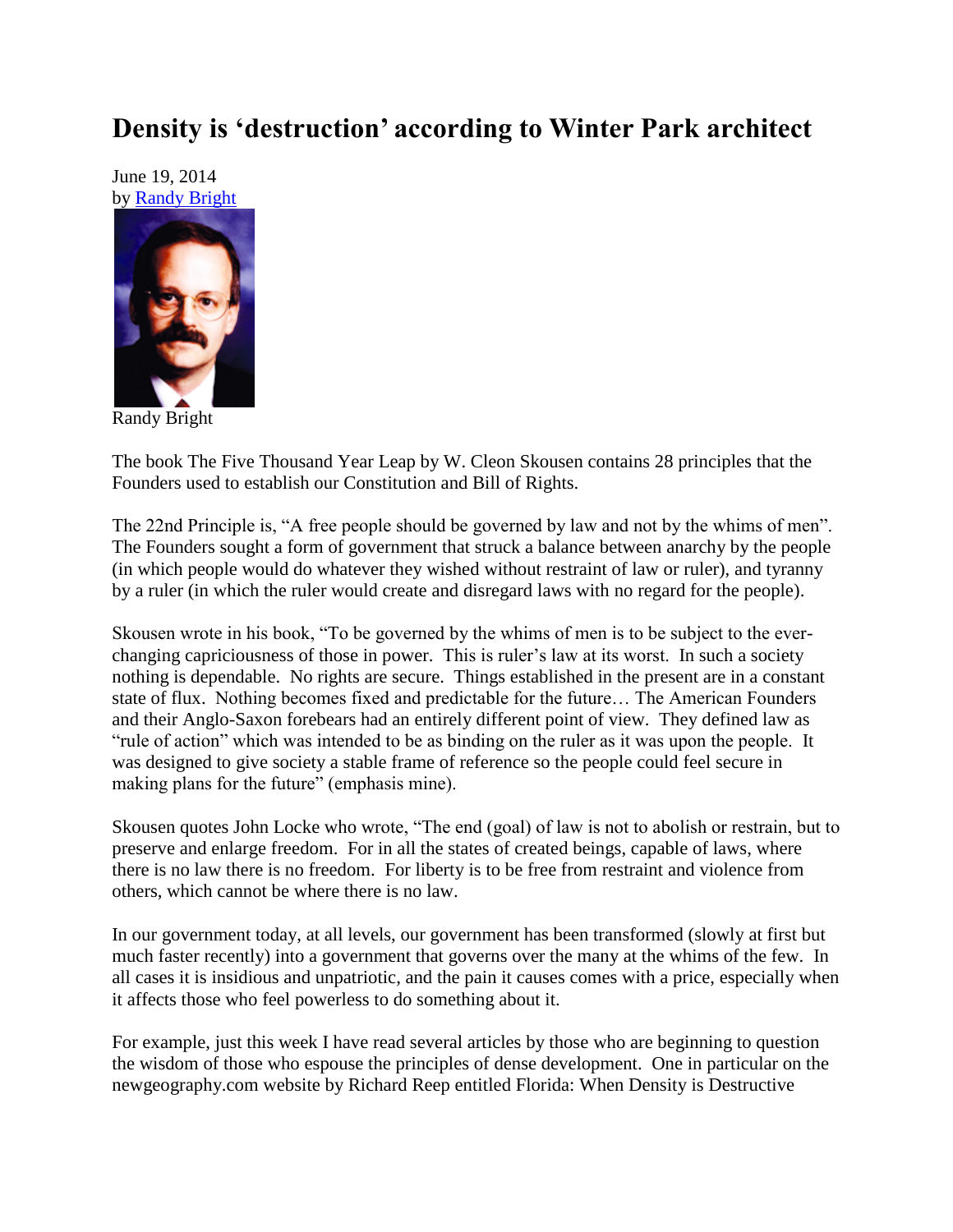# Density is 'destruction' according to Winter Park architect

June 19, 2014
by Randy Bright

Randy Bright

The book The Five Thousand Year Leap by W. Cleon Skousen contains 28 principles that the Founders used to establish our Constitution and Bill of Rights.

The 22nd Principle is, "A free people should be governed by law and not by the whims of men". The Founders sought a form of government that struck a balance between anarchy by the people (in which people would do whatever they wished without restraint of law or ruler), and tyranny by a ruler (in which the ruler would create and disregard laws with no regard for the people).

Skousen wrote in his book, "To be governed by the whims of men is to be subject to the ever-changing capriciousness of those in power. This is ruler's law at its worst. In such a society nothing is dependable. No rights are secure. Things established in the present are in a constant state of flux. Nothing becomes fixed and predictable for the future… The American Founders and their Anglo-Saxon forebears had an entirely different point of view. They defined law as "rule of action" which was intended to be as binding on the ruler as it was upon the people. It was designed to give society a stable frame of reference so the people could feel secure in making plans for the future" (emphasis mine).

Skousen quotes John Locke who wrote, "The end (goal) of law is not to abolish or restrain, but to preserve and enlarge freedom. For in all the states of created beings, capable of laws, where there is no law there is no freedom. For liberty is to be free from restraint and violence from others, which cannot be where there is no law.

In our government today, at all levels, our government has been transformed (slowly at first but much faster recently) into a government that governs over the many at the whims of the few. In all cases it is insidious and unpatriotic, and the pain it causes comes with a price, especially when it affects those who feel powerless to do something about it.

For example, just this week I have read several articles by those who are beginning to question the wisdom of those who espouse the principles of dense development. One in particular on the newgeography.com website by Richard Reep entitled Florida: When Density is Destructive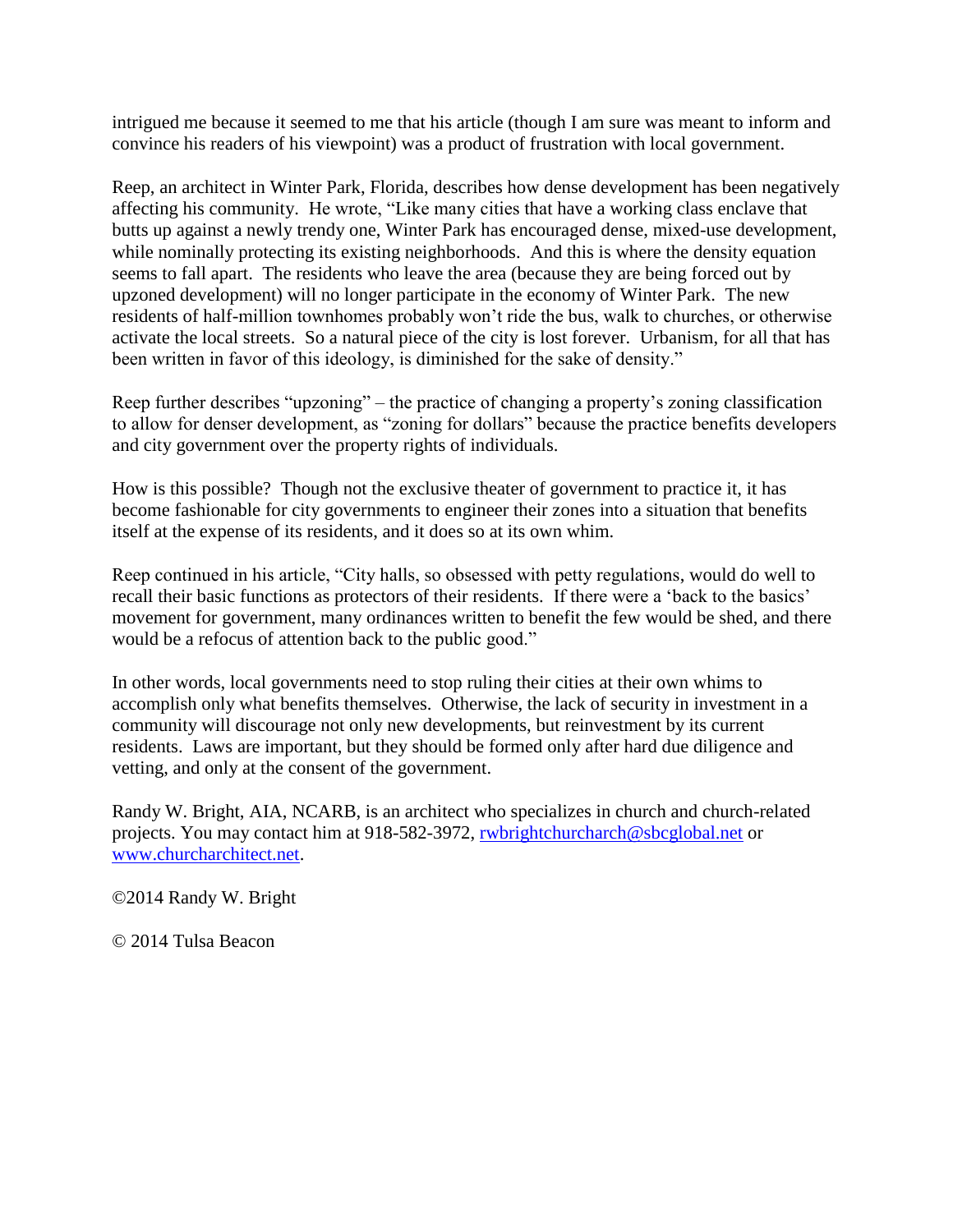intrigued me because it seemed to me that his article (though I am sure was meant to inform and convince his readers of his viewpoint) was a product of frustration with local government.

Reep, an architect in Winter Park, Florida, describes how dense development has been negatively affecting his community. He wrote, "Like many cities that have a working class enclave that butts up against a newly trendy one, Winter Park has encouraged dense, mixed-use development, while nominally protecting its existing neighborhoods. And this is where the density equation seems to fall apart. The residents who leave the area (because they are being forced out by upzoned development) will no longer participate in the economy of Winter Park. The new residents of half-million townhomes probably won't ride the bus, walk to churches, or otherwise activate the local streets. So a natural piece of the city is lost forever. Urbanism, for all that has been written in favor of this ideology, is diminished for the sake of density."

Reep further describes "upzoning" – the practice of changing a property's zoning classification to allow for denser development, as "zoning for dollars" because the practice benefits developers and city government over the property rights of individuals.

How is this possible? Though not the exclusive theater of government to practice it, it has become fashionable for city governments to engineer their zones into a situation that benefits itself at the expense of its residents, and it does so at its own whim.

Reep continued in his article, "City halls, so obsessed with petty regulations, would do well to recall their basic functions as protectors of their residents. If there were a 'back to the basics' movement for government, many ordinances written to benefit the few would be shed, and there would be a refocus of attention back to the public good."

In other words, local governments need to stop ruling their cities at their own whims to accomplish only what benefits themselves. Otherwise, the lack of security in investment in a community will discourage not only new developments, but reinvestment by its current residents. Laws are important, but they should be formed only after hard due diligence and vetting, and only at the consent of the government.

Randy W. Bright, AIA, NCARB, is an architect who specializes in church and church-related projects. You may contact him at 918-582-3972, rwbrightchurcharch@sbcglobal.net or www.churcharchitect.net.

©2014 Randy W. Bright

© 2014 Tulsa Beacon